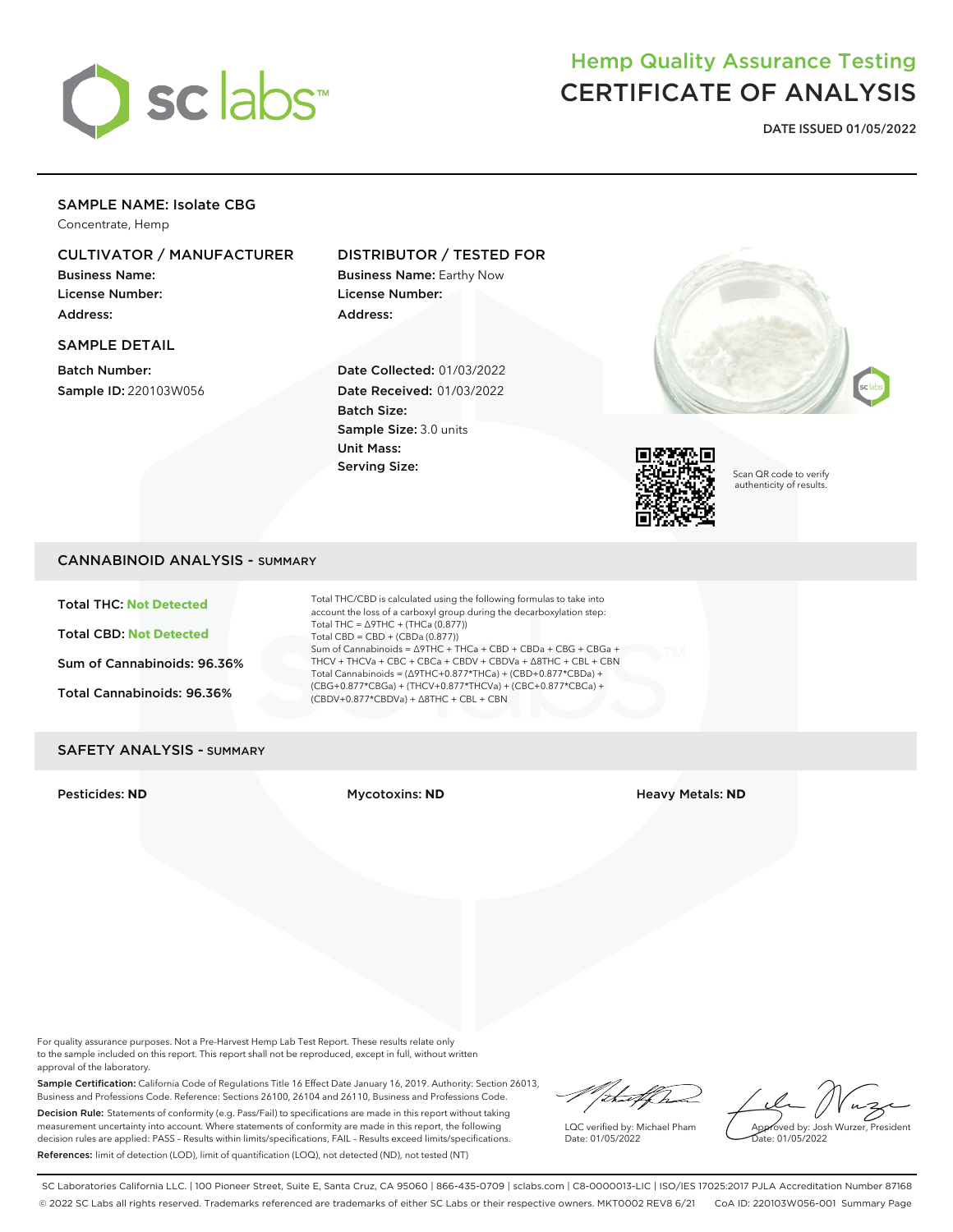# Hemp Quality Assurance Testing
# CERTIFICATE OF ANALYSIS

**DATE ISSUED 01/05/2022**

## SAMPLE NAME: Isolate CBG

Concentrate, Hemp

### CULTIVATOR / MANUFACTURER

**Business Name:**
**License Number:**
**Address:**

### DISTRIBUTOR / TESTED FOR

**Business Name:** Earthy Now
**License Number:**
**Address:**

### SAMPLE DETAIL

**Batch Number:**
**Sample ID:** 220103W056

**Date Collected:** 01/03/2022
**Date Received:** 01/03/2022
**Batch Size:**
**Sample Size:** 3.0 units
**Unit Mass:**
**Serving Size:**

Scan QR code to verify authenticity of results.

## CANNABINOID ANALYSIS - SUMMARY

**Total THC: Not Detected**

**Total CBD: Not Detected**

**Sum of Cannabinoids: 96.36%**

**Total Cannabinoids: 96.36%**

Total THC/CBD is calculated using the following formulas to take into account the loss of a carboxyl group during the decarboxylation step:
Total THC = Δ9THC + (THCa (0.877))
Total CBD = CBD + (CBDa (0.877))
Sum of Cannabinoids = Δ9THC + THCa + CBD + CBDa + CBG + CBGa + THCV + THCVa + CBC + CBCa + CBDV + CBDVa + Δ8THC + CBL + CBN
Total Cannabinoids = (Δ9THC+0.877*THCa) + (CBD+0.877*CBDa) + (CBG+0.877*CBGa) + (THCV+0.877*THCVa) + (CBC+0.877*CBCa) + (CBDV+0.877*CBDVa) + Δ8THC + CBL + CBN

## SAFETY ANALYSIS - SUMMARY

**Pesticides: ND** | **Mycotoxins: ND** | **Heavy Metals: ND**

For quality assurance purposes. Not a Pre-Harvest Hemp Lab Test Report. These results relate only to the sample included on this report. This report shall not be reproduced, except in full, without written approval of the laboratory.

**Sample Certification:** California Code of Regulations Title 16 Effect Date January 16, 2019. Authority: Section 26013, Business and Professions Code. Reference: Sections 26100, 26104 and 26110, Business and Professions Code.

**Decision Rule:** Statements of conformity (e.g. Pass/Fail) to specifications are made in this report without taking measurement uncertainty into account. Where statements of conformity are made in this report, the following decision rules are applied: PASS – Results within limits/specifications, FAIL – Results exceed limits/specifications.

**References:** limit of detection (LOD), limit of quantification (LOQ), not detected (ND), not tested (NT)

LQC verified by: Michael Pham
Date: 01/05/2022

Approved by: Josh Wurzer, President
Date: 01/05/2022

SC Laboratories California LLC. | 100 Pioneer Street, Suite E, Santa Cruz, CA 95060 | 866-435-0709 | sclabs.com | C8-0000013-LIC | ISO/IES 17025:2017 PJLA Accreditation Number 87168
© 2022 SC Labs all rights reserved. Trademarks referenced are trademarks of either SC Labs or their respective owners. MKT0002 REV8 6/21 CoA ID: 220103W056-001 Summary Page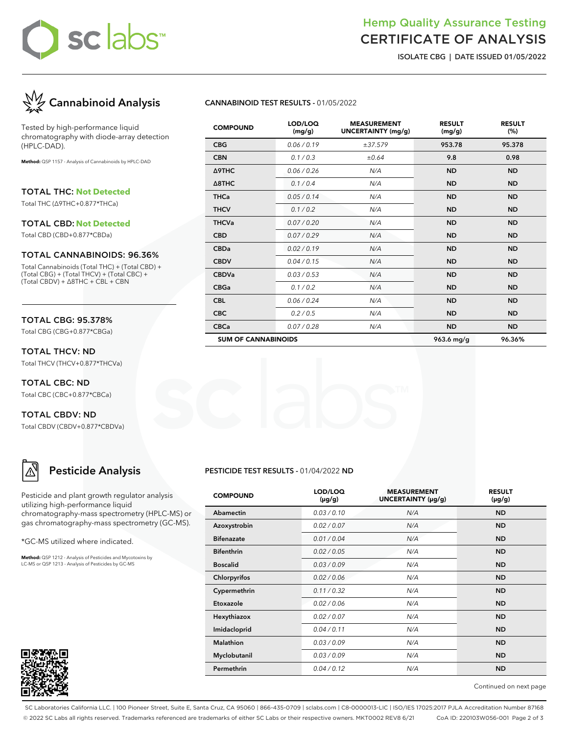# Hemp Quality Assurance Testing
# CERTIFICATE OF ANALYSIS

**ISOLATE CBG | DATE ISSUED 01/05/2022**

## Cannabinoid Analysis

Tested by high-performance liquid chromatography with diode-array detection (HPLC-DAD).

**Method:** QSP 1157 - Analysis of Cannabinoids by HPLC-DAD

### TOTAL THC: Not Detected

Total THC (Δ9THC+0.877*THCa)

### TOTAL CBD: Not Detected

Total CBD (CBD+0.877*CBDa)

### TOTAL CANNABINOIDS: 96.36%

Total Cannabinoids (Total THC) + (Total CBD) + (Total CBG) + (Total THCV) + (Total CBC) + (Total CBDV) + Δ8THC + CBL + CBN

### TOTAL CBG: 95.378%

Total CBG (CBG+0.877*CBGa)

### TOTAL THCV: ND

Total THCV (THCV+0.877*THCVa)

### TOTAL CBC: ND

Total CBC (CBC+0.877*CBCa)

### TOTAL CBDV: ND

Total CBDV (CBDV+0.877*CBDVa)

**CANNABINOID TEST RESULTS** - 01/05/2022

| COMPOUND | LOD/LOQ (mg/g) | MEASUREMENT UNCERTAINTY (mg/g) | RESULT (mg/g) | RESULT (%) |
|---|---|---|---|---|
| CBG | 0.06 / 0.19 | ±37.579 | 953.78 | 95.378 |
| CBN | 0.1 / 0.3 | ±0.64 | 9.8 | 0.98 |
| Δ9THC | 0.06 / 0.26 | N/A | ND | ND |
| Δ8THC | 0.1 / 0.4 | N/A | ND | ND |
| THCa | 0.05 / 0.14 | N/A | ND | ND |
| THCV | 0.1 / 0.2 | N/A | ND | ND |
| THCVa | 0.07 / 0.20 | N/A | ND | ND |
| CBD | 0.07 / 0.29 | N/A | ND | ND |
| CBDa | 0.02 / 0.19 | N/A | ND | ND |
| CBDV | 0.04 / 0.15 | N/A | ND | ND |
| CBDVa | 0.03 / 0.53 | N/A | ND | ND |
| CBGa | 0.1 / 0.2 | N/A | ND | ND |
| CBL | 0.06 / 0.24 | N/A | ND | ND |
| CBC | 0.2 / 0.5 | N/A | ND | ND |
| CBCa | 0.07 / 0.28 | N/A | ND | ND |
| **SUM OF CANNABINOIDS** | | | 963.6 mg/g | 96.36% |

## Pesticide Analysis

Pesticide and plant growth regulator analysis utilizing high-performance liquid chromatography-mass spectrometry (HPLC-MS) or gas chromatography-mass spectrometry (GC-MS).

*GC-MS utilized where indicated.

**Method:** QSP 1212 - Analysis of Pesticides and Mycotoxins by LC-MS or QSP 1213 - Analysis of Pesticides by GC-MS

**PESTICIDE TEST RESULTS** - 01/04/2022 **ND**

| COMPOUND | LOD/LOQ (µg/g) | MEASUREMENT UNCERTAINTY (µg/g) | RESULT (µg/g) |
|---|---|---|---|
| Abamectin | 0.03 / 0.10 | N/A | ND |
| Azoxystrobin | 0.02 / 0.07 | N/A | ND |
| Bifenazate | 0.01 / 0.04 | N/A | ND |
| Bifenthrin | 0.02 / 0.05 | N/A | ND |
| Boscalid | 0.03 / 0.09 | N/A | ND |
| Chlorpyrifos | 0.02 / 0.06 | N/A | ND |
| Cypermethrin | 0.11 / 0.32 | N/A | ND |
| Etoxazole | 0.02 / 0.06 | N/A | ND |
| Hexythiazox | 0.02 / 0.07 | N/A | ND |
| Imidacloprid | 0.04 / 0.11 | N/A | ND |
| Malathion | 0.03 / 0.09 | N/A | ND |
| Myclobutanil | 0.03 / 0.09 | N/A | ND |
| Permethrin | 0.04 / 0.12 | N/A | ND |

Continued on next page

SC Laboratories California LLC. | 100 Pioneer Street, Suite E, Santa Cruz, CA 95060 | 866-435-0709 | sclabs.com | C8-0000013-LIC | ISO/IES 17025:2017 PJLA Accreditation Number 87168
© 2022 SC Labs all rights reserved. Trademarks referenced are trademarks of either SC Labs or their respective owners. MKT0002 REV8 6/21 CoA ID: 220103W056-001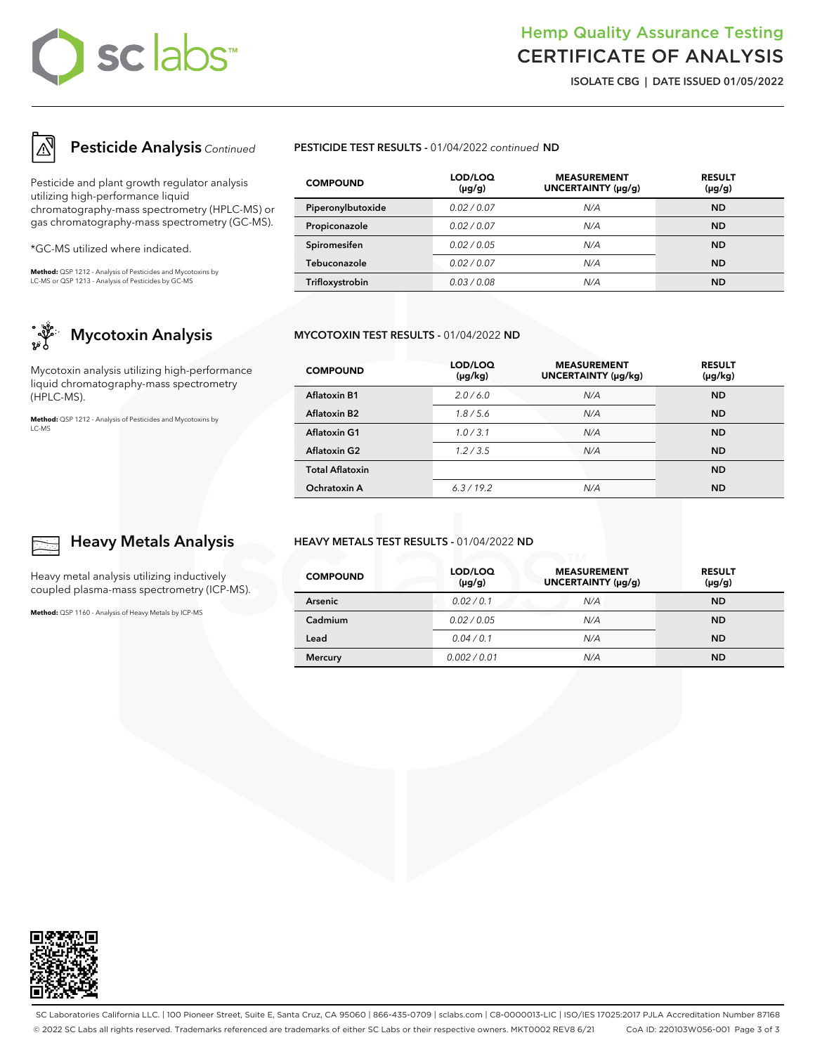# Hemp Quality Assurance Testing
# CERTIFICATE OF ANALYSIS

**ISOLATE CBG | DATE ISSUED 01/05/2022**

## Pesticide Analysis *Continued*

Pesticide and plant growth regulator analysis utilizing high-performance liquid chromatography-mass spectrometry (HPLC-MS) or gas chromatography-mass spectrometry (GC-MS).

*GC-MS utilized where indicated.

**Method:** QSP 1212 - Analysis of Pesticides and Mycotoxins by LC-MS or QSP 1213 - Analysis of Pesticides by GC-MS

**PESTICIDE TEST RESULTS -** 01/04/2022 *continued* **ND**

| COMPOUND | LOD/LOQ (μg/g) | MEASUREMENT UNCERTAINTY (μg/g) | RESULT (μg/g) |
|---|---|---|---|
| Piperonylbutoxide | 0.02 / 0.07 | N/A | ND |
| Propiconazole | 0.02 / 0.07 | N/A | ND |
| Spiromesifen | 0.02 / 0.05 | N/A | ND |
| Tebuconazole | 0.02 / 0.07 | N/A | ND |
| Trifloxystrobin | 0.03 / 0.08 | N/A | ND |

## Mycotoxin Analysis

Mycotoxin analysis utilizing high-performance liquid chromatography-mass spectrometry (HPLC-MS).

**Method:** QSP 1212 - Analysis of Pesticides and Mycotoxins by LC-MS

**MYCOTOXIN TEST RESULTS -** 01/04/2022 **ND**

| COMPOUND | LOD/LOQ (μg/kg) | MEASUREMENT UNCERTAINTY (μg/kg) | RESULT (μg/kg) |
|---|---|---|---|
| Aflatoxin B1 | 2.0 / 6.0 | N/A | ND |
| Aflatoxin B2 | 1.8 / 5.6 | N/A | ND |
| Aflatoxin G1 | 1.0 / 3.1 | N/A | ND |
| Aflatoxin G2 | 1.2 / 3.5 | N/A | ND |
| Total Aflatoxin | | | ND |
| Ochratoxin A | 6.3 / 19.2 | N/A | ND |

## Heavy Metals Analysis

Heavy metal analysis utilizing inductively coupled plasma-mass spectrometry (ICP-MS).

**Method:** QSP 1160 - Analysis of Heavy Metals by ICP-MS

**HEAVY METALS TEST RESULTS -** 01/04/2022 **ND**

| COMPOUND | LOD/LOQ (μg/g) | MEASUREMENT UNCERTAINTY (μg/g) | RESULT (μg/g) |
|---|---|---|---|
| Arsenic | 0.02 / 0.1 | N/A | ND |
| Cadmium | 0.02 / 0.05 | N/A | ND |
| Lead | 0.04 / 0.1 | N/A | ND |
| Mercury | 0.002 / 0.01 | N/A | ND |

SC Laboratories California LLC. | 100 Pioneer Street, Suite E, Santa Cruz, CA 95060 | 866-435-0709 | sclabs.com | C8-0000013-LIC | ISO/IES 17025:2017 PJLA Accreditation Number 87168
© 2022 SC Labs all rights reserved. Trademarks referenced are trademarks of either SC Labs or their respective owners. MKT0002 REV8 6/21 CoA ID: 220103W056-001